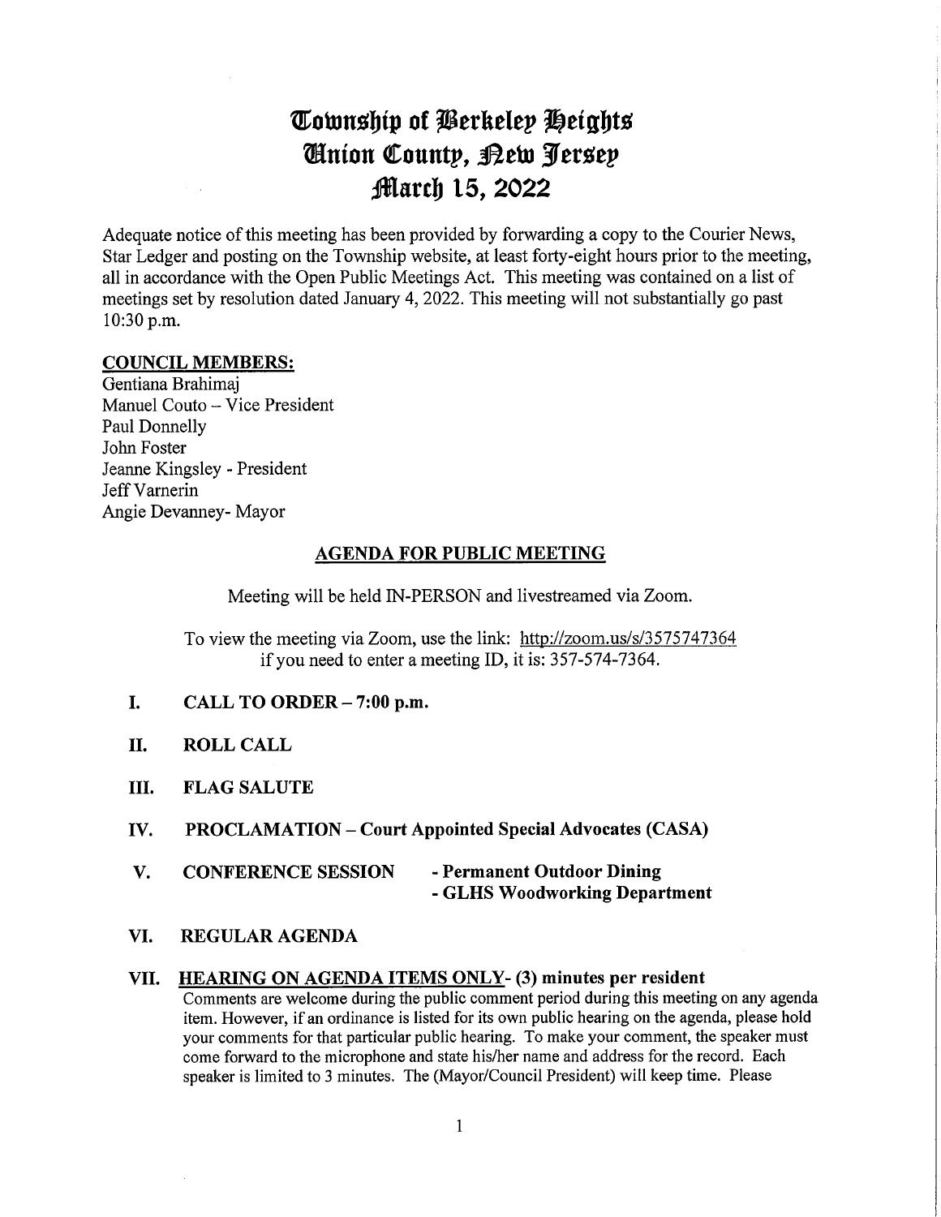# Township of Berkeley Heights
# Union County, New Jersey
# March 15, 2022

Adequate notice of this meeting has been provided by forwarding a copy to the Courier News, Star Ledger and posting on the Township website, at least forty-eight hours prior to the meeting, all in accordance with the Open Public Meetings Act. This meeting was contained on a list of meetings set by resolution dated January 4, 2022. This meeting will not substantially go past 10:30 p.m.

**COUNCIL MEMBERS:**

Gentiana Brahimaj
Manuel Couto – Vice President
Paul Donnelly
John Foster
Jeanne Kingsley - President
Jeff Varnerin
Angie Devanney- Mayor

## AGENDA FOR PUBLIC MEETING

Meeting will be held IN-PERSON and livestreamed via Zoom.

To view the meeting via Zoom, use the link: http://zoom.us/s/3575747364
if you need to enter a meeting ID, it is: 357-574-7364.

**I. CALL TO ORDER – 7:00 p.m.**

**II. ROLL CALL**

**III. FLAG SALUTE**

**IV. PROCLAMATION – Court Appointed Special Advocates (CASA)**

**V. CONFERENCE SESSION**
- **Permanent Outdoor Dining**
- **GLHS Woodworking Department**

**VI. REGULAR AGENDA**

**VII. HEARING ON AGENDA ITEMS ONLY- (3) minutes per resident**

Comments are welcome during the public comment period during this meeting on any agenda item. However, if an ordinance is listed for its own public hearing on the agenda, please hold your comments for that particular public hearing. To make your comment, the speaker must come forward to the microphone and state his/her name and address for the record. Each speaker is limited to 3 minutes. The (Mayor/Council President) will keep time. Please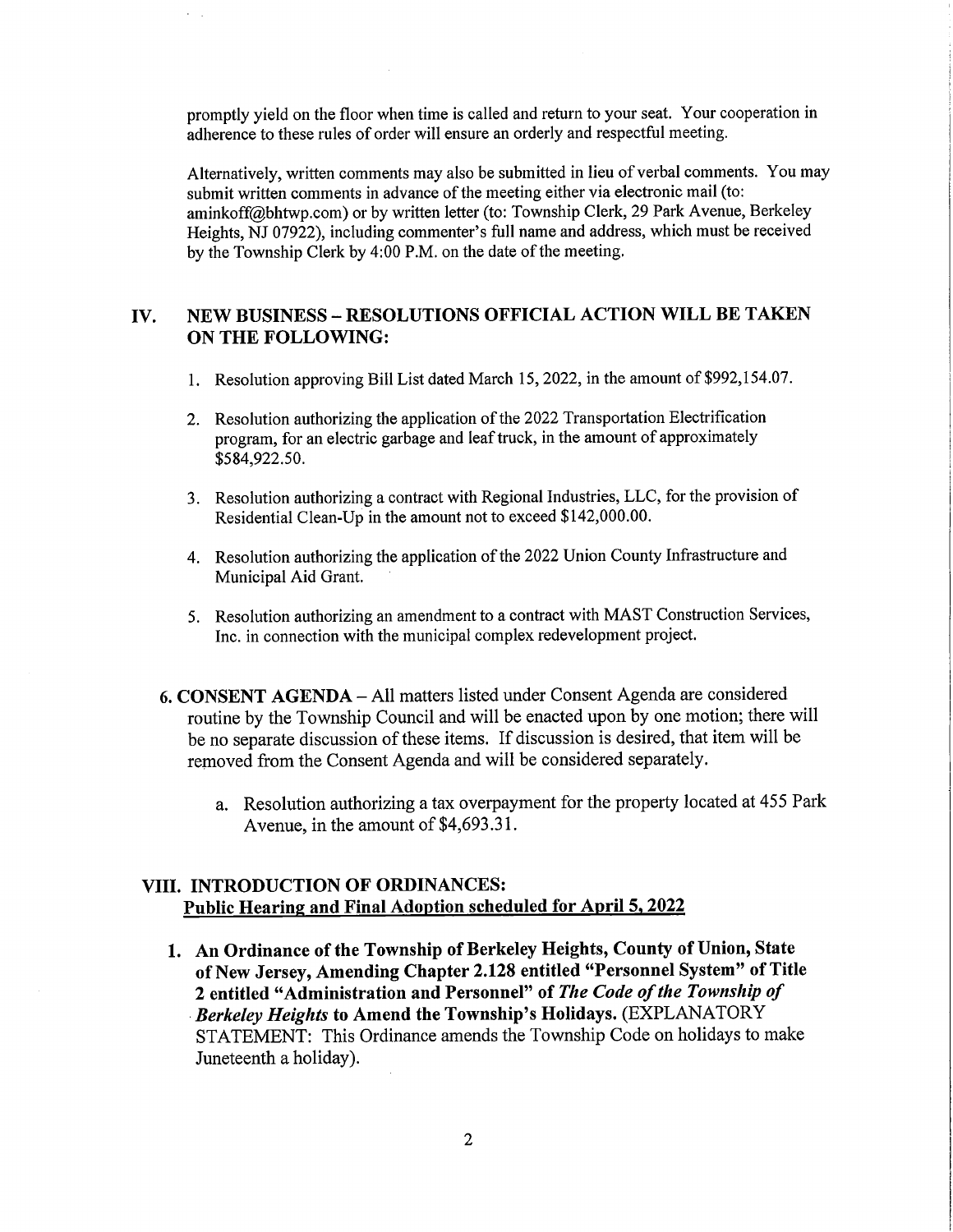promptly yield on the floor when time is called and return to your seat. Your cooperation in adherence to these rules of order will ensure an orderly and respectful meeting.

Alternatively, written comments may also be submitted in lieu of verbal comments. You may submit written comments in advance of the meeting either via electronic mail (to: aminkoff@bhtwp.com) or by written letter (to: Township Clerk, 29 Park Avenue, Berkeley Heights, NJ 07922), including commenter's full name and address, which must be received by the Township Clerk by 4:00 P.M. on the date of the meeting.

## IV. NEW BUSINESS – RESOLUTIONS OFFICIAL ACTION WILL BE TAKEN ON THE FOLLOWING:

1. Resolution approving Bill List dated March 15, 2022, in the amount of $992,154.07.

2. Resolution authorizing the application of the 2022 Transportation Electrification program, for an electric garbage and leaf truck, in the amount of approximately $584,922.50.

3. Resolution authorizing a contract with Regional Industries, LLC, for the provision of Residential Clean-Up in the amount not to exceed $142,000.00.

4. Resolution authorizing the application of the 2022 Union County Infrastructure and Municipal Aid Grant.

5. Resolution authorizing an amendment to a contract with MAST Construction Services, Inc. in connection with the municipal complex redevelopment project.

6. **CONSENT AGENDA** – All matters listed under Consent Agenda are considered routine by the Township Council and will be enacted upon by one motion; there will be no separate discussion of these items. If discussion is desired, that item will be removed from the Consent Agenda and will be considered separately.

   a. Resolution authorizing a tax overpayment for the property located at 455 Park Avenue, in the amount of $4,693.31.

## VIII. INTRODUCTION OF ORDINANCES:
**Public Hearing and Final Adoption scheduled for April 5, 2022**

1. **An Ordinance of the Township of Berkeley Heights, County of Union, State of New Jersey, Amending Chapter 2.128 entitled "Personnel System" of Title 2 entitled "Administration and Personnel" of *The Code of the Township of Berkeley Heights* to Amend the Township's Holidays.** (EXPLANATORY STATEMENT: This Ordinance amends the Township Code on holidays to make Juneteenth a holiday).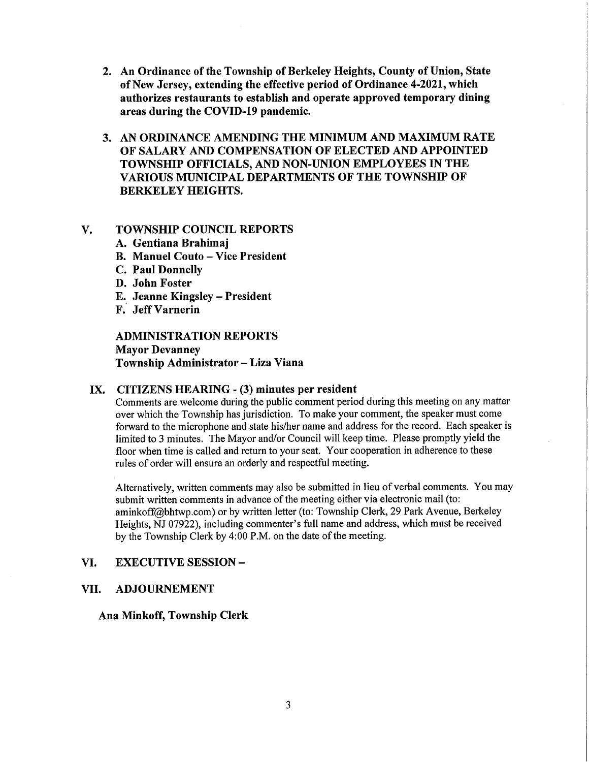2. **An Ordinance of the Township of Berkeley Heights, County of Union, State of New Jersey, extending the effective period of Ordinance 4-2021, which authorizes restaurants to establish and operate approved temporary dining areas during the COVID-19 pandemic.**

3. **AN ORDINANCE AMENDING THE MINIMUM AND MAXIMUM RATE OF SALARY AND COMPENSATION OF ELECTED AND APPOINTED TOWNSHIP OFFICIALS, AND NON-UNION EMPLOYEES IN THE VARIOUS MUNICIPAL DEPARTMENTS OF THE TOWNSHIP OF BERKELEY HEIGHTS.**

## V. TOWNSHIP COUNCIL REPORTS

- **A. Gentiana Brahimaj**
- **B. Manuel Couto – Vice President**
- **C. Paul Donnelly**
- **D. John Foster**
- **E. Jeanne Kingsley – President**
- **F. Jeff Varnerin**

**ADMINISTRATION REPORTS**
**Mayor Devanney**
**Township Administrator – Liza Viana**

## IX. CITIZENS HEARING - (3) minutes per resident

Comments are welcome during the public comment period during this meeting on any matter over which the Township has jurisdiction. To make your comment, the speaker must come forward to the microphone and state his/her name and address for the record. Each speaker is limited to 3 minutes. The Mayor and/or Council will keep time. Please promptly yield the floor when time is called and return to your seat. Your cooperation in adherence to these rules of order will ensure an orderly and respectful meeting.

Alternatively, written comments may also be submitted in lieu of verbal comments. You may submit written comments in advance of the meeting either via electronic mail (to: aminkoff@bhtwp.com) or by written letter (to: Township Clerk, 29 Park Avenue, Berkeley Heights, NJ 07922), including commenter's full name and address, which must be received by the Township Clerk by 4:00 P.M. on the date of the meeting.

## VI. EXECUTIVE SESSION –

## VII. ADJOURNEMENT

**Ana Minkoff, Township Clerk**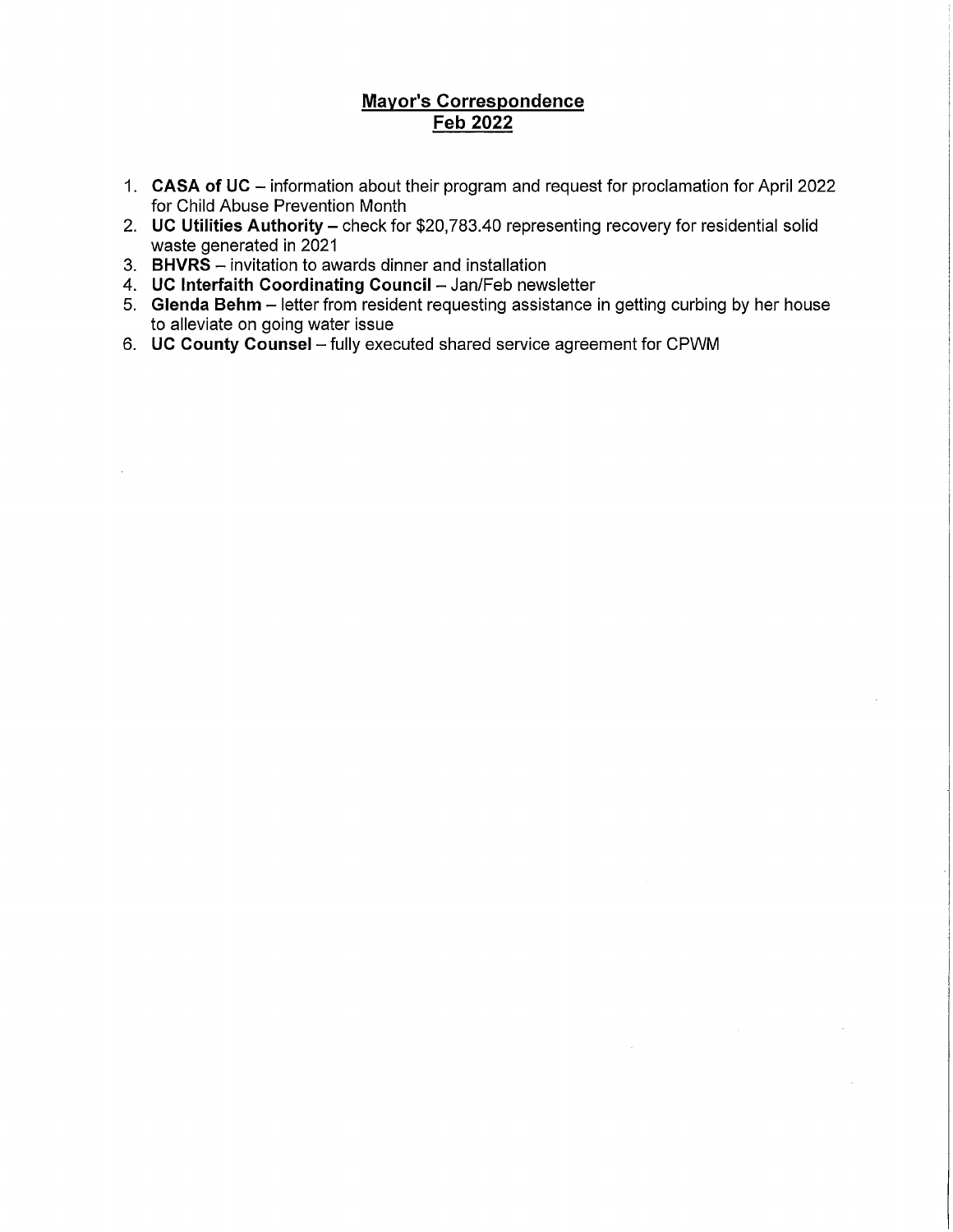# Mayor's Correspondence
## Feb 2022

1. **CASA of UC** – information about their program and request for proclamation for April 2022 for Child Abuse Prevention Month
2. **UC Utilities Authority** – check for $20,783.40 representing recovery for residential solid waste generated in 2021
3. **BHVRS** – invitation to awards dinner and installation
4. **UC Interfaith Coordinating Council** – Jan/Feb newsletter
5. **Glenda Behm** – letter from resident requesting assistance in getting curbing by her house to alleviate on going water issue
6. **UC County Counsel** – fully executed shared service agreement for CPWM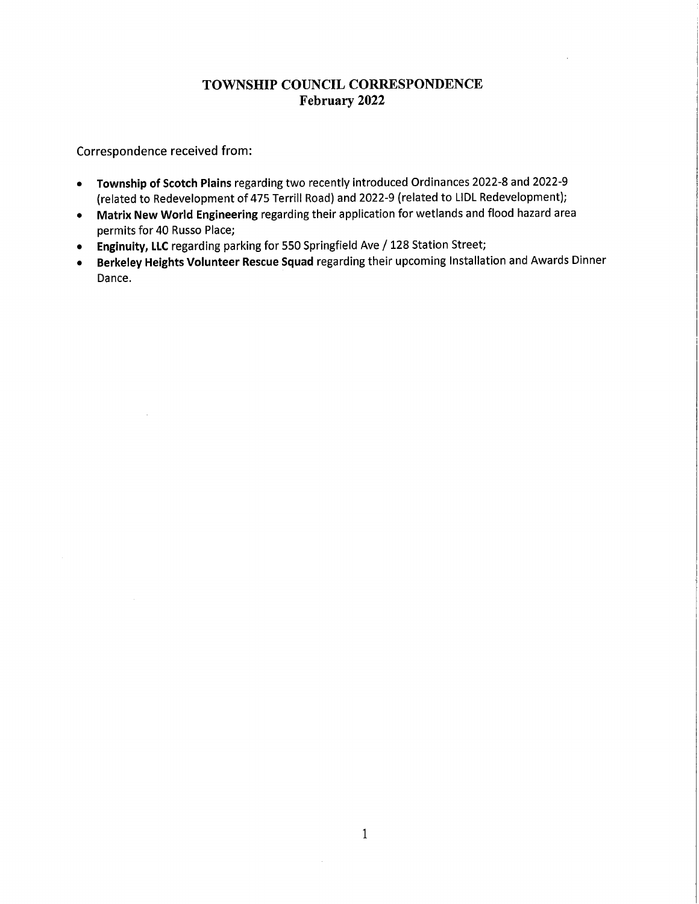# TOWNSHIP COUNCIL CORRESPONDENCE
## February 2022

Correspondence received from:

- **Township of Scotch Plains** regarding two recently introduced Ordinances 2022-8 and 2022-9 (related to Redevelopment of 475 Terrill Road) and 2022-9 (related to LIDL Redevelopment);
- **Matrix New World Engineering** regarding their application for wetlands and flood hazard area permits for 40 Russo Place;
- **Enginuity, LLC** regarding parking for 550 Springfield Ave / 128 Station Street;
- **Berkeley Heights Volunteer Rescue Squad** regarding their upcoming Installation and Awards Dinner Dance.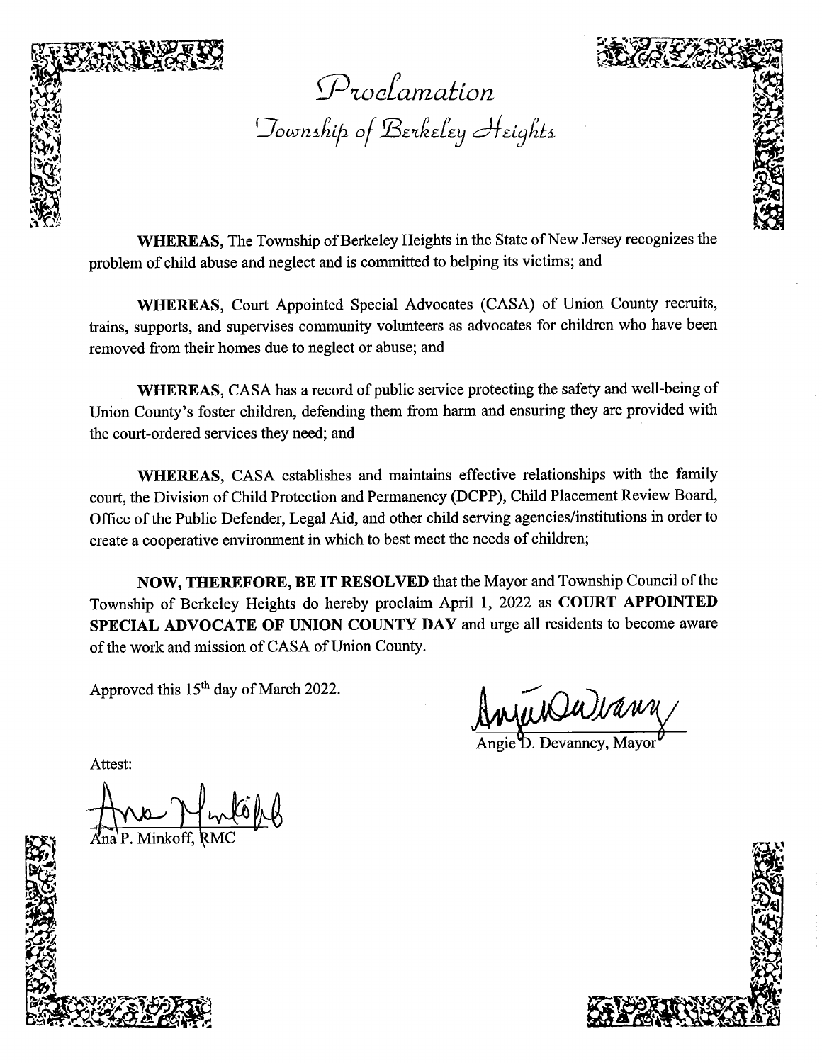# *Proclamation*

## *Township of Berkeley Heights*

**WHEREAS,** The Township of Berkeley Heights in the State of New Jersey recognizes the problem of child abuse and neglect and is committed to helping its victims; and

**WHEREAS,** Court Appointed Special Advocates (CASA) of Union County recruits, trains, supports, and supervises community volunteers as advocates for children who have been removed from their homes due to neglect or abuse; and

**WHEREAS,** CASA has a record of public service protecting the safety and well-being of Union County's foster children, defending them from harm and ensuring they are provided with the court-ordered services they need; and

**WHEREAS,** CASA establishes and maintains effective relationships with the family court, the Division of Child Protection and Permanency (DCPP), Child Placement Review Board, Office of the Public Defender, Legal Aid, and other child serving agencies/institutions in order to create a cooperative environment in which to best meet the needs of children;

**NOW, THEREFORE, BE IT RESOLVED** that the Mayor and Township Council of the Township of Berkeley Heights do hereby proclaim April 1, 2022 as **COURT APPOINTED SPECIAL ADVOCATE OF UNION COUNTY DAY** and urge all residents to become aware of the work and mission of CASA of Union County.

Approved this 15th day of March 2022.

Angie D. Devanney, Mayor

Attest:

Ana P. Minkoff, RMC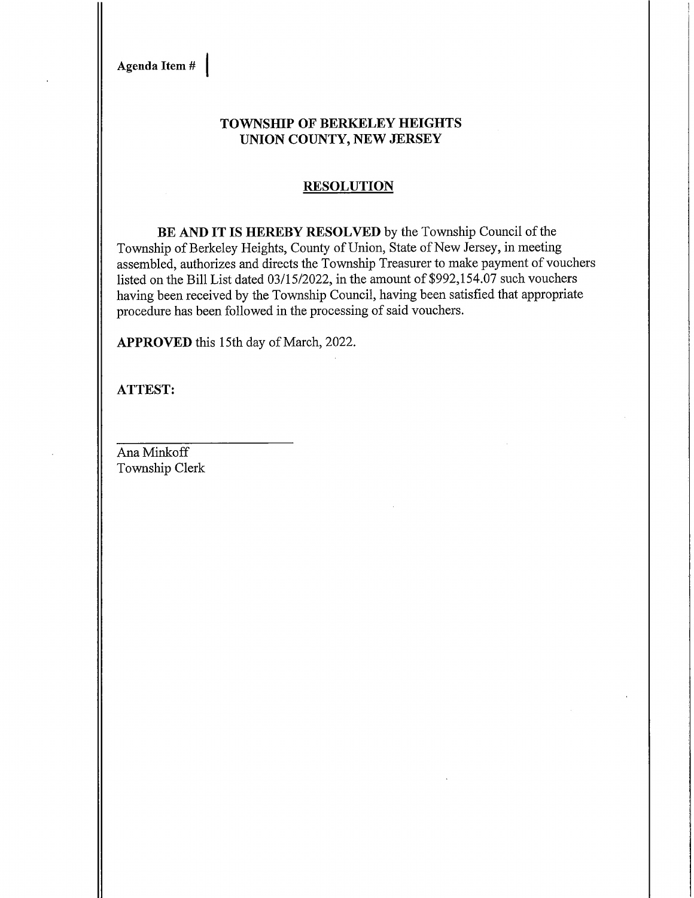Agenda Item #

**TOWNSHIP OF BERKELEY HEIGHTS**
**UNION COUNTY, NEW JERSEY**

**RESOLUTION**

**BE AND IT IS HEREBY RESOLVED** by the Township Council of the Township of Berkeley Heights, County of Union, State of New Jersey, in meeting assembled, authorizes and directs the Township Treasurer to make payment of vouchers listed on the Bill List dated 03/15/2022, in the amount of $992,154.07 such vouchers having been received by the Township Council, having been satisfied that appropriate procedure has been followed in the processing of said vouchers.

**APPROVED** this 15th day of March, 2022.

**ATTEST:**

Ana Minkoff
Township Clerk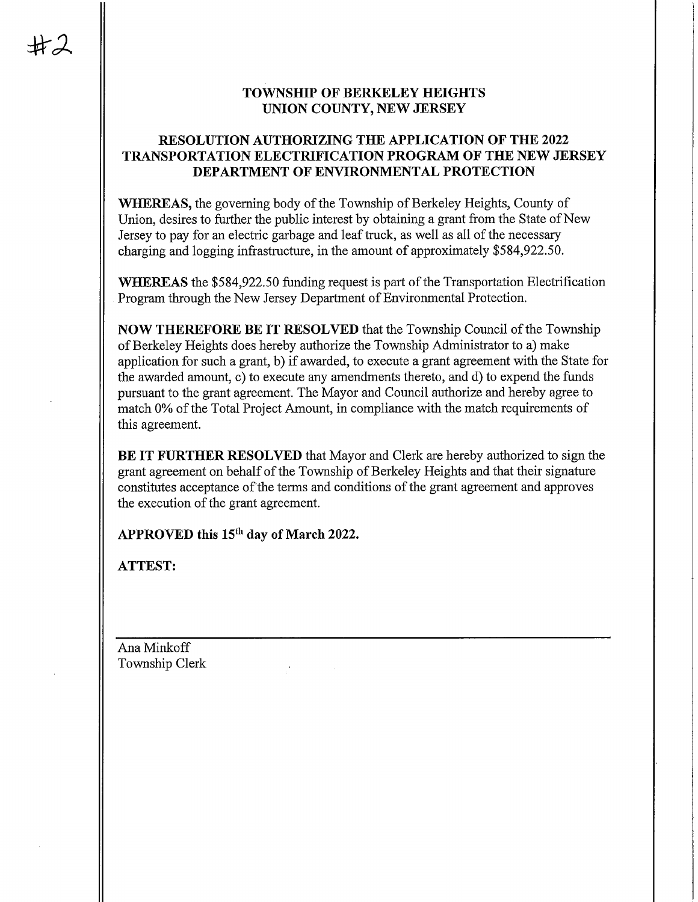#2

**TOWNSHIP OF BERKELEY HEIGHTS**
**UNION COUNTY, NEW JERSEY**

## RESOLUTION AUTHORIZING THE APPLICATION OF THE 2022 TRANSPORTATION ELECTRIFICATION PROGRAM OF THE NEW JERSEY DEPARTMENT OF ENVIRONMENTAL PROTECTION

**WHEREAS,** the governing body of the Township of Berkeley Heights, County of Union, desires to further the public interest by obtaining a grant from the State of New Jersey to pay for an electric garbage and leaf truck, as well as all of the necessary charging and logging infrastructure, in the amount of approximately $584,922.50.

**WHEREAS** the $584,922.50 funding request is part of the Transportation Electrification Program through the New Jersey Department of Environmental Protection.

**NOW THEREFORE BE IT RESOLVED** that the Township Council of the Township of Berkeley Heights does hereby authorize the Township Administrator to a) make application for such a grant, b) if awarded, to execute a grant agreement with the State for the awarded amount, c) to execute any amendments thereto, and d) to expend the funds pursuant to the grant agreement. The Mayor and Council authorize and hereby agree to match 0% of the Total Project Amount, in compliance with the match requirements of this agreement.

**BE IT FURTHER RESOLVED** that Mayor and Clerk are hereby authorized to sign the grant agreement on behalf of the Township of Berkeley Heights and that their signature constitutes acceptance of the terms and conditions of the grant agreement and approves the execution of the grant agreement.

**APPROVED this 15th day of March 2022.**

**ATTEST:**

Ana Minkoff
Township Clerk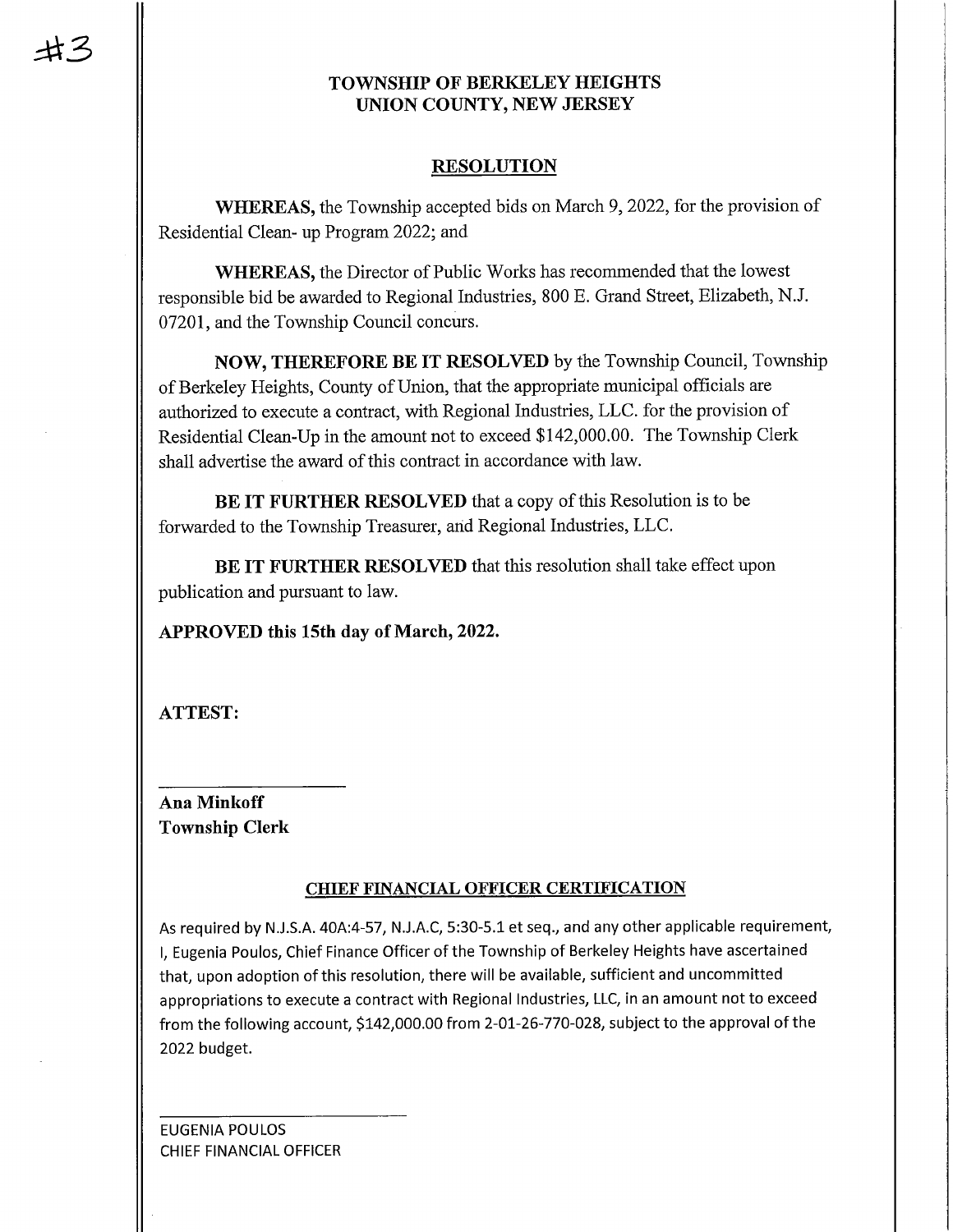#3

**TOWNSHIP OF BERKELEY HEIGHTS**
**UNION COUNTY, NEW JERSEY**

## RESOLUTION

**WHEREAS,** the Township accepted bids on March 9, 2022, for the provision of Residential Clean- up Program 2022; and

**WHEREAS,** the Director of Public Works has recommended that the lowest responsible bid be awarded to Regional Industries, 800 E. Grand Street, Elizabeth, N.J. 07201, and the Township Council concurs.

**NOW, THEREFORE BE IT RESOLVED** by the Township Council, Township of Berkeley Heights, County of Union, that the appropriate municipal officials are authorized to execute a contract, with Regional Industries, LLC. for the provision of Residential Clean-Up in the amount not to exceed $142,000.00. The Township Clerk shall advertise the award of this contract in accordance with law.

**BE IT FURTHER RESOLVED** that a copy of this Resolution is to be forwarded to the Township Treasurer, and Regional Industries, LLC.

**BE IT FURTHER RESOLVED** that this resolution shall take effect upon publication and pursuant to law.

**APPROVED this 15th day of March, 2022.**

**ATTEST:**

______________________

**Ana Minkoff**
**Township Clerk**

### CHIEF FINANCIAL OFFICER CERTIFICATION

As required by N.J.S.A. 40A:4-57, N.J.A.C, 5:30-5.1 et seq., and any other applicable requirement, I, Eugenia Poulos, Chief Finance Officer of the Township of Berkeley Heights have ascertained that, upon adoption of this resolution, there will be available, sufficient and uncommitted appropriations to execute a contract with Regional Industries, LLC, in an amount not to exceed from the following account, $142,000.00 from 2-01-26-770-028, subject to the approval of the 2022 budget.

______________________

EUGENIA POULOS
CHIEF FINANCIAL OFFICER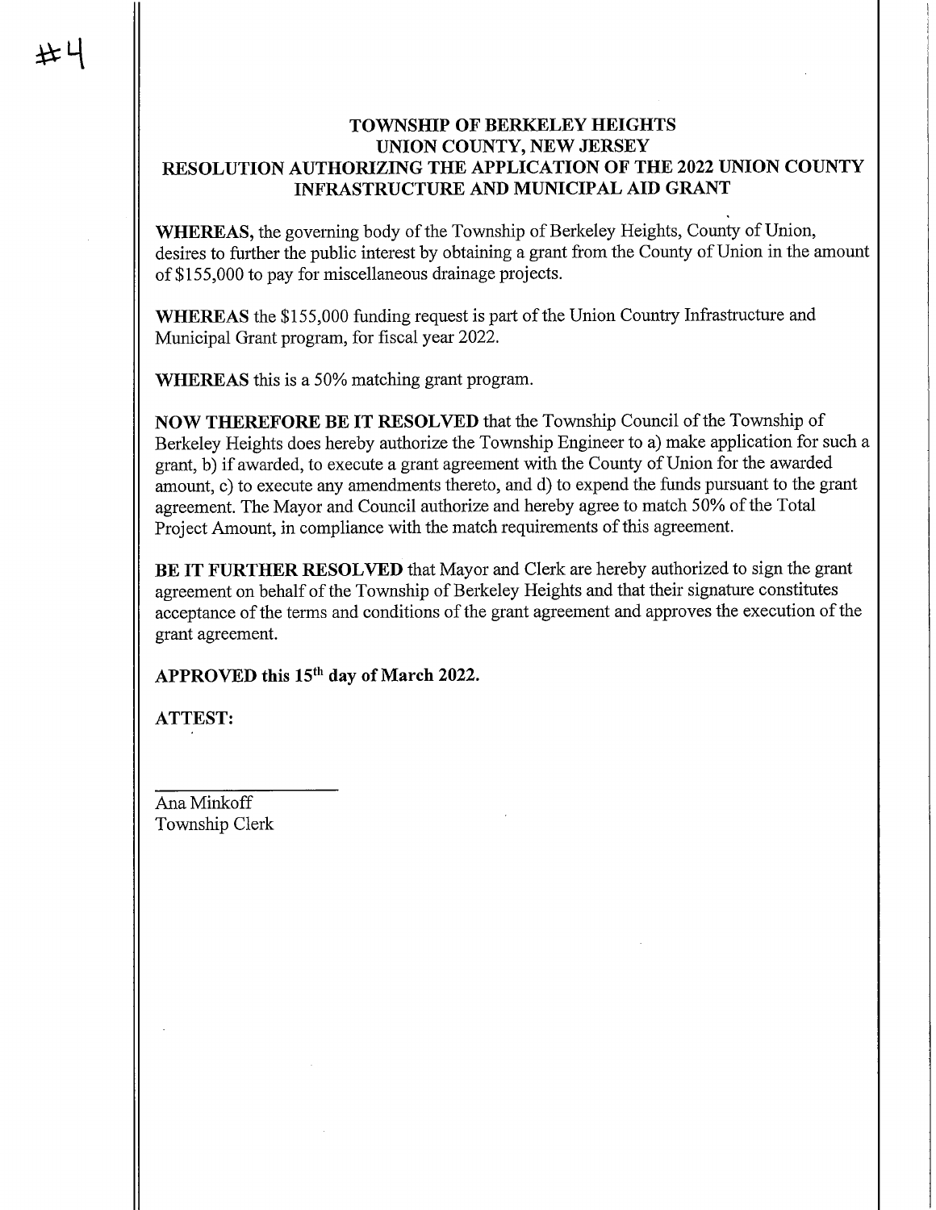#4

**TOWNSHIP OF BERKELEY HEIGHTS**
**UNION COUNTY, NEW JERSEY**
**RESOLUTION AUTHORIZING THE APPLICATION OF THE 2022 UNION COUNTY INFRASTRUCTURE AND MUNICIPAL AID GRANT**

**WHEREAS,** the governing body of the Township of Berkeley Heights, County of Union, desires to further the public interest by obtaining a grant from the County of Union in the amount of $155,000 to pay for miscellaneous drainage projects.

**WHEREAS** the $155,000 funding request is part of the Union Country Infrastructure and Municipal Grant program, for fiscal year 2022.

**WHEREAS** this is a 50% matching grant program.

**NOW THEREFORE BE IT RESOLVED** that the Township Council of the Township of Berkeley Heights does hereby authorize the Township Engineer to a) make application for such a grant, b) if awarded, to execute a grant agreement with the County of Union for the awarded amount, c) to execute any amendments thereto, and d) to expend the funds pursuant to the grant agreement. The Mayor and Council authorize and hereby agree to match 50% of the Total Project Amount, in compliance with the match requirements of this agreement.

**BE IT FURTHER RESOLVED** that Mayor and Clerk are hereby authorized to sign the grant agreement on behalf of the Township of Berkeley Heights and that their signature constitutes acceptance of the terms and conditions of the grant agreement and approves the execution of the grant agreement.

**APPROVED this 15th day of March 2022.**

**ATTEST:**

\_\_\_\_\_\_\_\_\_\_\_\_\_\_\_\_\_\_

Ana Minkoff
Township Clerk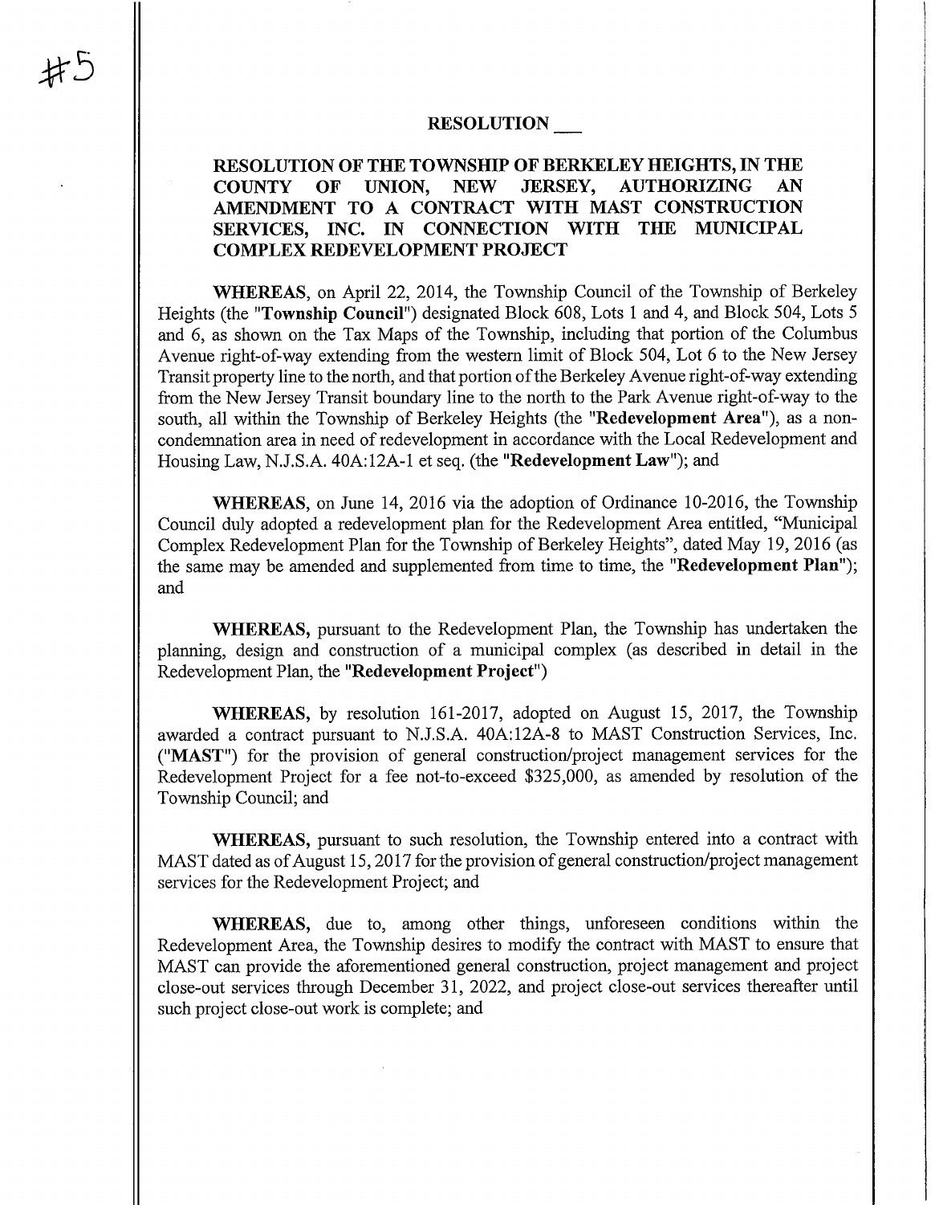#5

**RESOLUTION \_\_\_**

**RESOLUTION OF THE TOWNSHIP OF BERKELEY HEIGHTS, IN THE COUNTY OF UNION, NEW JERSEY, AUTHORIZING AN AMENDMENT TO A CONTRACT WITH MAST CONSTRUCTION SERVICES, INC. IN CONNECTION WITH THE MUNICIPAL COMPLEX REDEVELOPMENT PROJECT**

**WHEREAS,** on April 22, 2014, the Township Council of the Township of Berkeley Heights (the "**Township Council**") designated Block 608, Lots 1 and 4, and Block 504, Lots 5 and 6, as shown on the Tax Maps of the Township, including that portion of the Columbus Avenue right-of-way extending from the western limit of Block 504, Lot 6 to the New Jersey Transit property line to the north, and that portion of the Berkeley Avenue right-of-way extending from the New Jersey Transit boundary line to the north to the Park Avenue right-of-way to the south, all within the Township of Berkeley Heights (the "**Redevelopment Area**"), as a non-condemnation area in need of redevelopment in accordance with the Local Redevelopment and Housing Law, N.J.S.A. 40A:12A-1 et seq. (the "**Redevelopment Law**"); and

**WHEREAS,** on June 14, 2016 via the adoption of Ordinance 10-2016, the Township Council duly adopted a redevelopment plan for the Redevelopment Area entitled, "Municipal Complex Redevelopment Plan for the Township of Berkeley Heights", dated May 19, 2016 (as the same may be amended and supplemented from time to time, the "**Redevelopment Plan**"); and

**WHEREAS,** pursuant to the Redevelopment Plan, the Township has undertaken the planning, design and construction of a municipal complex (as described in detail in the Redevelopment Plan, the "**Redevelopment Project**")

**WHEREAS,** by resolution 161-2017, adopted on August 15, 2017, the Township awarded a contract pursuant to N.J.S.A. 40A:12A-8 to MAST Construction Services, Inc. ("**MAST**") for the provision of general construction/project management services for the Redevelopment Project for a fee not-to-exceed $325,000, as amended by resolution of the Township Council; and

**WHEREAS,** pursuant to such resolution, the Township entered into a contract with MAST dated as of August 15, 2017 for the provision of general construction/project management services for the Redevelopment Project; and

**WHEREAS,** due to, among other things, unforeseen conditions within the Redevelopment Area, the Township desires to modify the contract with MAST to ensure that MAST can provide the aforementioned general construction, project management and project close-out services through December 31, 2022, and project close-out services thereafter until such project close-out work is complete; and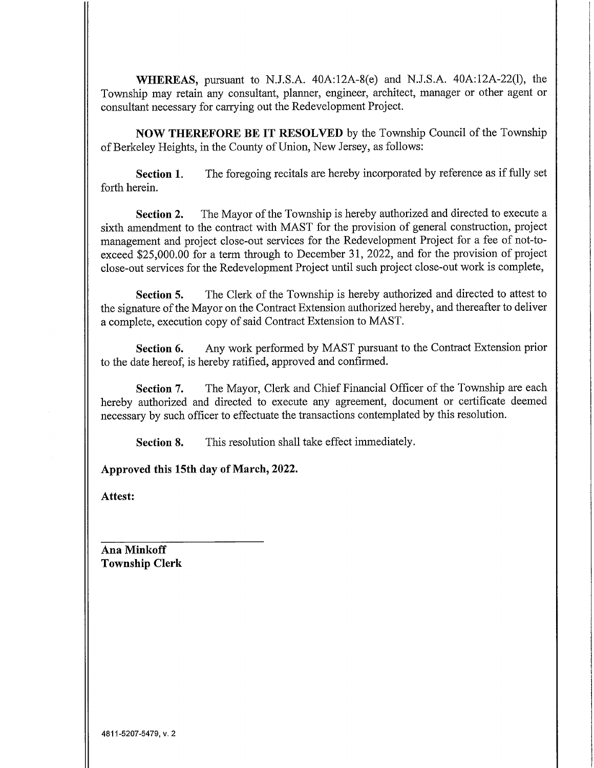**WHEREAS,** pursuant to N.J.S.A. 40A:12A-8(e) and N.J.S.A. 40A:12A-22(l), the Township may retain any consultant, planner, engineer, architect, manager or other agent or consultant necessary for carrying out the Redevelopment Project.

**NOW THEREFORE BE IT RESOLVED** by the Township Council of the Township of Berkeley Heights, in the County of Union, New Jersey, as follows:

**Section 1.** The foregoing recitals are hereby incorporated by reference as if fully set forth herein.

**Section 2.** The Mayor of the Township is hereby authorized and directed to execute a sixth amendment to the contract with MAST for the provision of general construction, project management and project close-out services for the Redevelopment Project for a fee of not-to-exceed $25,000.00 for a term through to December 31, 2022, and for the provision of project close-out services for the Redevelopment Project until such project close-out work is complete,

**Section 5.** The Clerk of the Township is hereby authorized and directed to attest to the signature of the Mayor on the Contract Extension authorized hereby, and thereafter to deliver a complete, execution copy of said Contract Extension to MAST.

**Section 6.** Any work performed by MAST pursuant to the Contract Extension prior to the date hereof, is hereby ratified, approved and confirmed.

**Section 7.** The Mayor, Clerk and Chief Financial Officer of the Township are each hereby authorized and directed to execute any agreement, document or certificate deemed necessary by such officer to effectuate the transactions contemplated by this resolution.

**Section 8.** This resolution shall take effect immediately.

**Approved this 15th day of March, 2022.**

**Attest:**

______________________________

**Ana Minkoff**
**Township Clerk**

4811-5207-5479, v. 2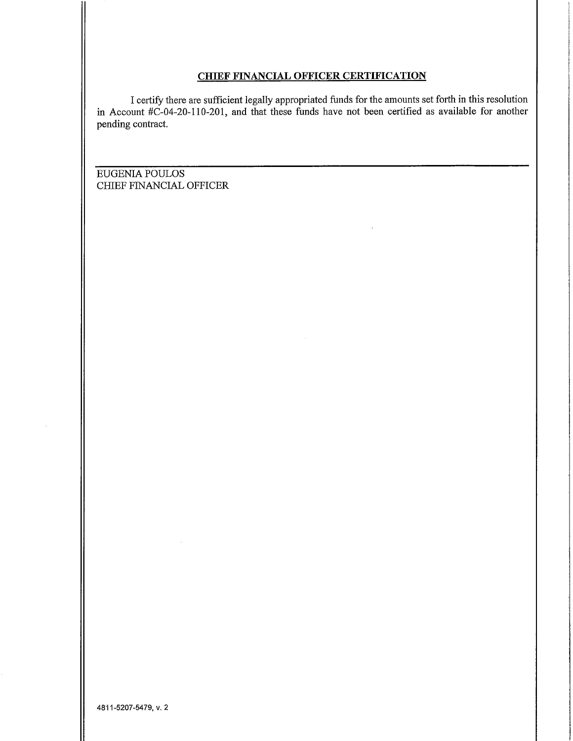## CHIEF FINANCIAL OFFICER CERTIFICATION

I certify there are sufficient legally appropriated funds for the amounts set forth in this resolution in Account #C-04-20-110-201, and that these funds have not been certified as available for another pending contract.

EUGENIA POULOS
CHIEF FINANCIAL OFFICER

4811-5207-5479, v. 2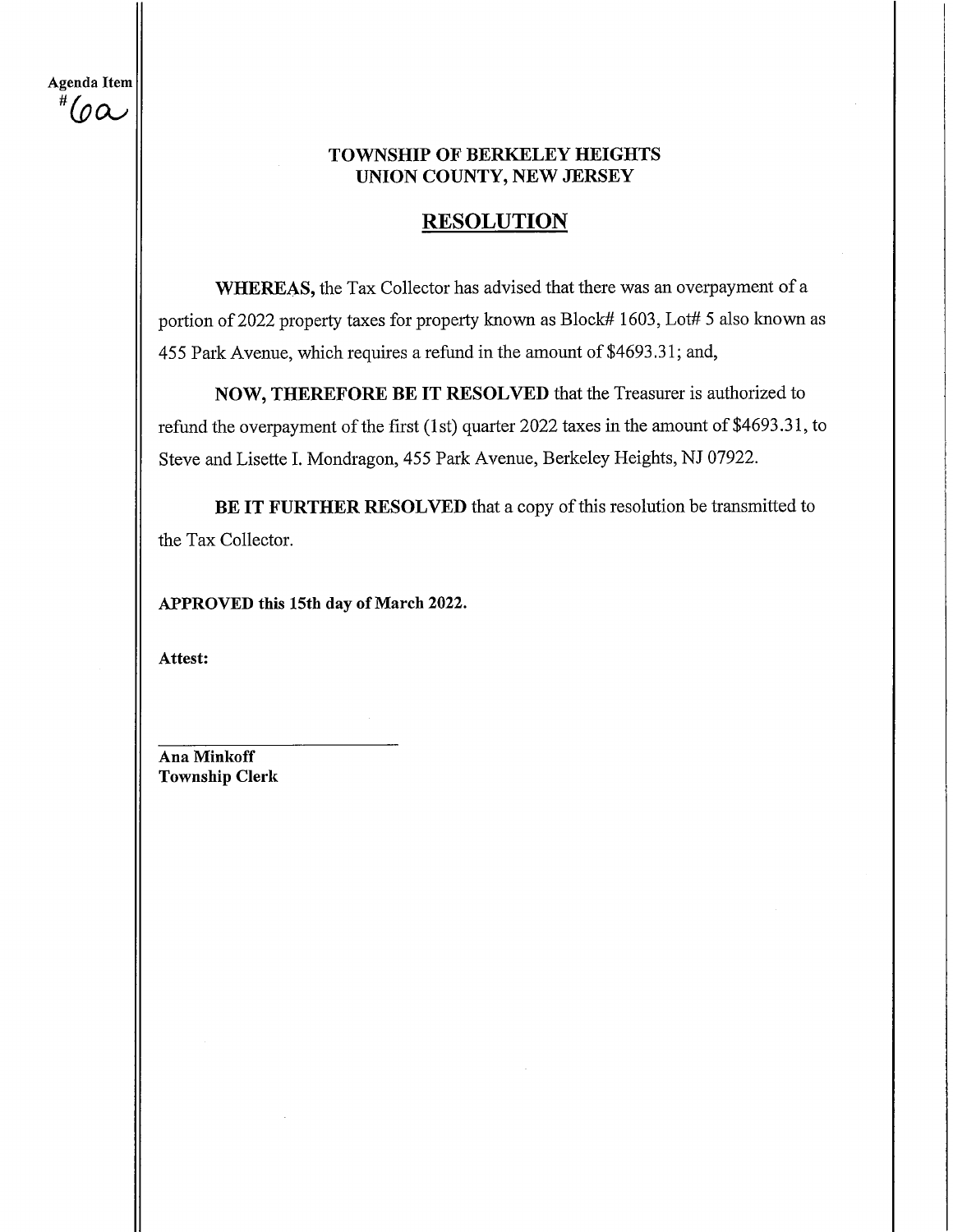Agenda Item
# 6a

**TOWNSHIP OF BERKELEY HEIGHTS**
**UNION COUNTY, NEW JERSEY**

## RESOLUTION

**WHEREAS,** the Tax Collector has advised that there was an overpayment of a portion of 2022 property taxes for property known as Block# 1603, Lot# 5 also known as 455 Park Avenue, which requires a refund in the amount of $4693.31; and,

**NOW, THEREFORE BE IT RESOLVED** that the Treasurer is authorized to refund the overpayment of the first (1st) quarter 2022 taxes in the amount of $4693.31, to Steve and Lisette I. Mondragon, 455 Park Avenue, Berkeley Heights, NJ 07922.

**BE IT FURTHER RESOLVED** that a copy of this resolution be transmitted to the Tax Collector.

**APPROVED this 15th day of March 2022.**

**Attest:**

______________________
**Ana Minkoff**
**Township Clerk**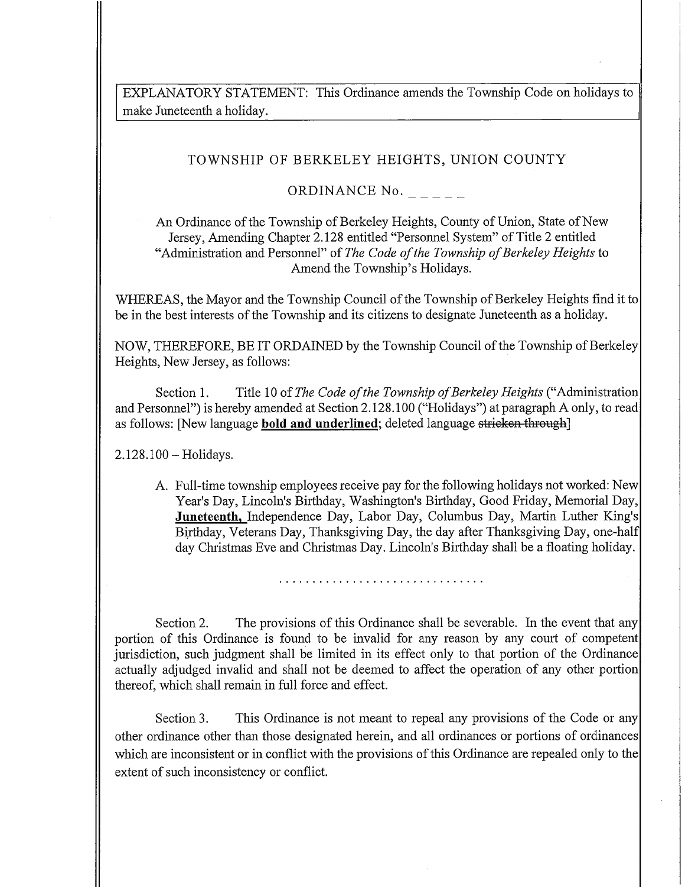EXPLANATORY STATEMENT: This Ordinance amends the Township Code on holidays to make Juneteenth a holiday.

## TOWNSHIP OF BERKELEY HEIGHTS, UNION COUNTY

## ORDINANCE No. _ _ _ _ _

An Ordinance of the Township of Berkeley Heights, County of Union, State of New Jersey, Amending Chapter 2.128 entitled "Personnel System" of Title 2 entitled "Administration and Personnel" of *The Code of the Township of Berkeley Heights* to Amend the Township's Holidays.

WHEREAS, the Mayor and the Township Council of the Township of Berkeley Heights find it to be in the best interests of the Township and its citizens to designate Juneteenth as a holiday.

NOW, THEREFORE, BE IT ORDAINED by the Township Council of the Township of Berkeley Heights, New Jersey, as follows:

Section 1. Title 10 of *The Code of the Township of Berkeley Heights* ("Administration and Personnel") is hereby amended at Section 2.128.100 ("Holidays") at paragraph A only, to read as follows: [New language **<u>bold and underlined</u>**; deleted language ~~stricken through~~]

2.128.100 – Holidays.

A. Full-time township employees receive pay for the following holidays not worked: New Year's Day, Lincoln's Birthday, Washington's Birthday, Good Friday, Memorial Day, **<u>Juneteenth,</u>** Independence Day, Labor Day, Columbus Day, Martin Luther King's Birthday, Veterans Day, Thanksgiving Day, the day after Thanksgiving Day, one-half day Christmas Eve and Christmas Day. Lincoln's Birthday shall be a floating holiday.

. . . . . . . . . . . . . . . . . . . . . . . . . . . . . .

Section 2. The provisions of this Ordinance shall be severable. In the event that any portion of this Ordinance is found to be invalid for any reason by any court of competent jurisdiction, such judgment shall be limited in its effect only to that portion of the Ordinance actually adjudged invalid and shall not be deemed to affect the operation of any other portion thereof, which shall remain in full force and effect.

Section 3. This Ordinance is not meant to repeal any provisions of the Code or any other ordinance other than those designated herein, and all ordinances or portions of ordinances which are inconsistent or in conflict with the provisions of this Ordinance are repealed only to the extent of such inconsistency or conflict.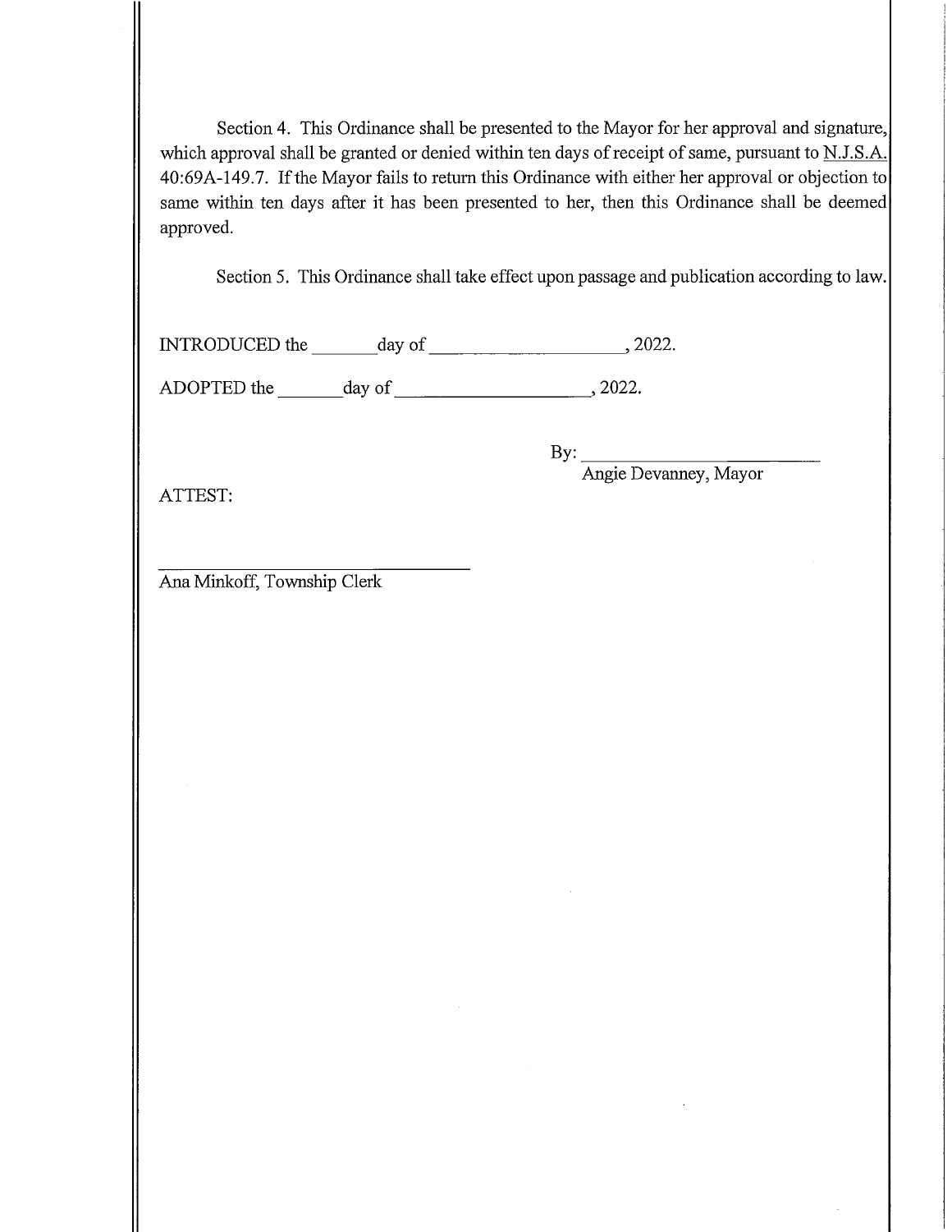Section 4. This Ordinance shall be presented to the Mayor for her approval and signature, which approval shall be granted or denied within ten days of receipt of same, pursuant to N.J.S.A. 40:69A-149.7. If the Mayor fails to return this Ordinance with either her approval or objection to same within ten days after it has been presented to her, then this Ordinance shall be deemed approved.

Section 5. This Ordinance shall take effect upon passage and publication according to law.

INTRODUCED the _______ day of ____________________, 2022.

ADOPTED the _______ day of ____________________, 2022.

By: ________________________
Angie Devanney, Mayor

ATTEST:

________________________________
Ana Minkoff, Township Clerk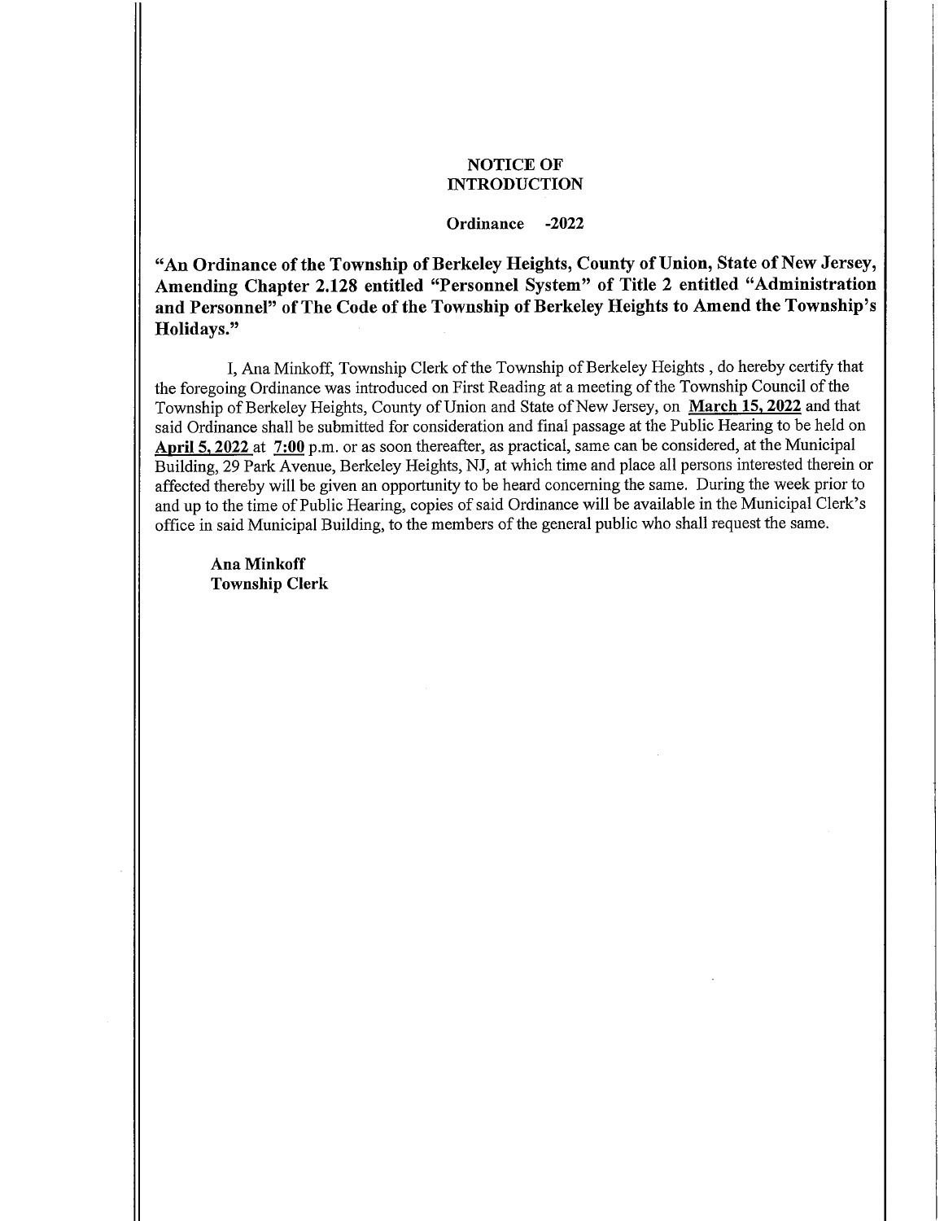**NOTICE OF INTRODUCTION**

**Ordinance -2022**

**"An Ordinance of the Township of Berkeley Heights, County of Union, State of New Jersey, Amending Chapter 2.128 entitled "Personnel System" of Title 2 entitled "Administration and Personnel" of The Code of the Township of Berkeley Heights to Amend the Township's Holidays."**

I, Ana Minkoff, Township Clerk of the Township of Berkeley Heights , do hereby certify that the foregoing Ordinance was introduced on First Reading at a meeting of the Township Council of the Township of Berkeley Heights, County of Union and State of New Jersey, on **March 15, 2022** and that said Ordinance shall be submitted for consideration and final passage at the Public Hearing to be held on **April 5, 2022** at **7:00** p.m. or as soon thereafter, as practical, same can be considered, at the Municipal Building, 29 Park Avenue, Berkeley Heights, NJ, at which time and place all persons interested therein or affected thereby will be given an opportunity to be heard concerning the same. During the week prior to and up to the time of Public Hearing, copies of said Ordinance will be available in the Municipal Clerk's office in said Municipal Building, to the members of the general public who shall request the same.

**Ana Minkoff**
**Township Clerk**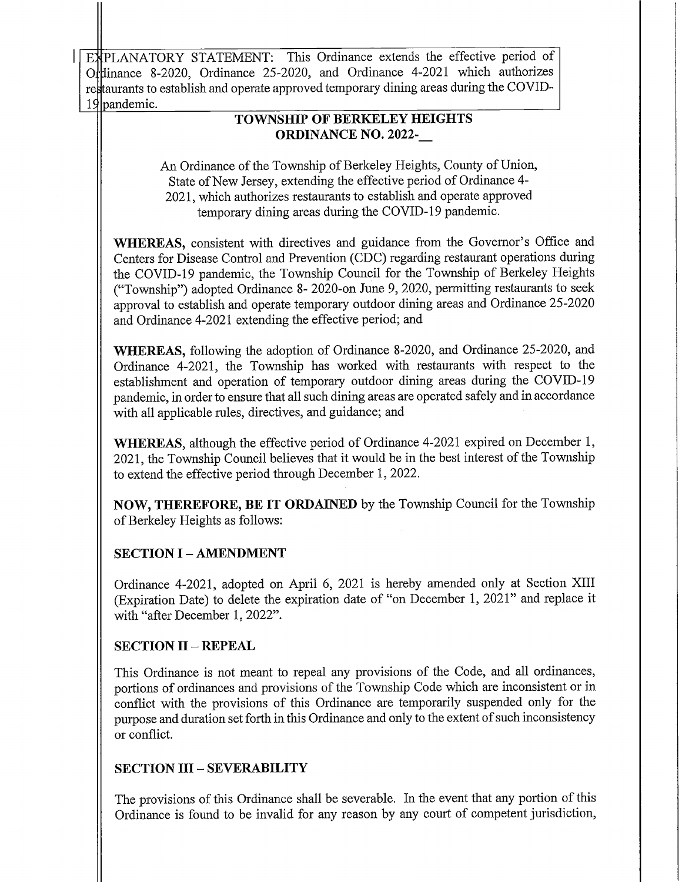EXPLANATORY STATEMENT: This Ordinance extends the effective period of Ordinance 8-2020, Ordinance 25-2020, and Ordinance 4-2021 which authorizes restaurants to establish and operate approved temporary dining areas during the COVID-19 pandemic.

**TOWNSHIP OF BERKELEY HEIGHTS**
**ORDINANCE NO. 2022-__**

An Ordinance of the Township of Berkeley Heights, County of Union, State of New Jersey, extending the effective period of Ordinance 4-2021, which authorizes restaurants to establish and operate approved temporary dining areas during the COVID-19 pandemic.

**WHEREAS,** consistent with directives and guidance from the Governor's Office and Centers for Disease Control and Prevention (CDC) regarding restaurant operations during the COVID-19 pandemic, the Township Council for the Township of Berkeley Heights ("Township") adopted Ordinance 8- 2020-on June 9, 2020, permitting restaurants to seek approval to establish and operate temporary outdoor dining areas and Ordinance 25-2020 and Ordinance 4-2021 extending the effective period; and

**WHEREAS,** following the adoption of Ordinance 8-2020, and Ordinance 25-2020, and Ordinance 4-2021, the Township has worked with restaurants with respect to the establishment and operation of temporary outdoor dining areas during the COVID-19 pandemic, in order to ensure that all such dining areas are operated safely and in accordance with all applicable rules, directives, and guidance; and

**WHEREAS**, although the effective period of Ordinance 4-2021 expired on December 1, 2021, the Township Council believes that it would be in the best interest of the Township to extend the effective period through December 1, 2022.

**NOW, THEREFORE, BE IT ORDAINED** by the Township Council for the Township of Berkeley Heights as follows:

**SECTION I – AMENDMENT**

Ordinance 4-2021, adopted on April 6, 2021 is hereby amended only at Section XIII (Expiration Date) to delete the expiration date of "on December 1, 2021" and replace it with "after December 1, 2022".

**SECTION II – REPEAL**

This Ordinance is not meant to repeal any provisions of the Code, and all ordinances, portions of ordinances and provisions of the Township Code which are inconsistent or in conflict with the provisions of this Ordinance are temporarily suspended only for the purpose and duration set forth in this Ordinance and only to the extent of such inconsistency or conflict.

**SECTION III – SEVERABILITY**

The provisions of this Ordinance shall be severable. In the event that any portion of this Ordinance is found to be invalid for any reason by any court of competent jurisdiction,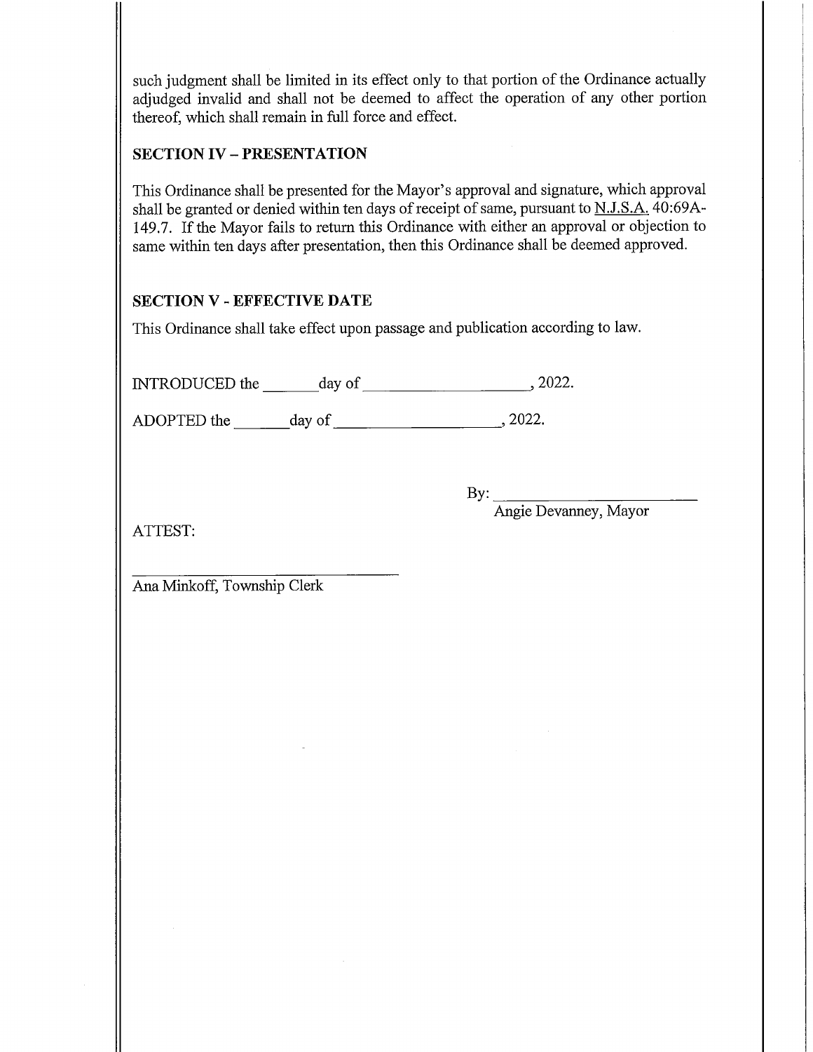such judgment shall be limited in its effect only to that portion of the Ordinance actually adjudged invalid and shall not be deemed to affect the operation of any other portion thereof, which shall remain in full force and effect.

## SECTION IV – PRESENTATION

This Ordinance shall be presented for the Mayor's approval and signature, which approval shall be granted or denied within ten days of receipt of same, pursuant to N.J.S.A. 40:69A-149.7. If the Mayor fails to return this Ordinance with either an approval or objection to same within ten days after presentation, then this Ordinance shall be deemed approved.

## SECTION V - EFFECTIVE DATE

This Ordinance shall take effect upon passage and publication according to law.

INTRODUCED the _______ day of ____________________, 2022.

ADOPTED the _______ day of ____________________, 2022.

By: ________________________
Angie Devanney, Mayor

ATTEST:

________________________________
Ana Minkoff, Township Clerk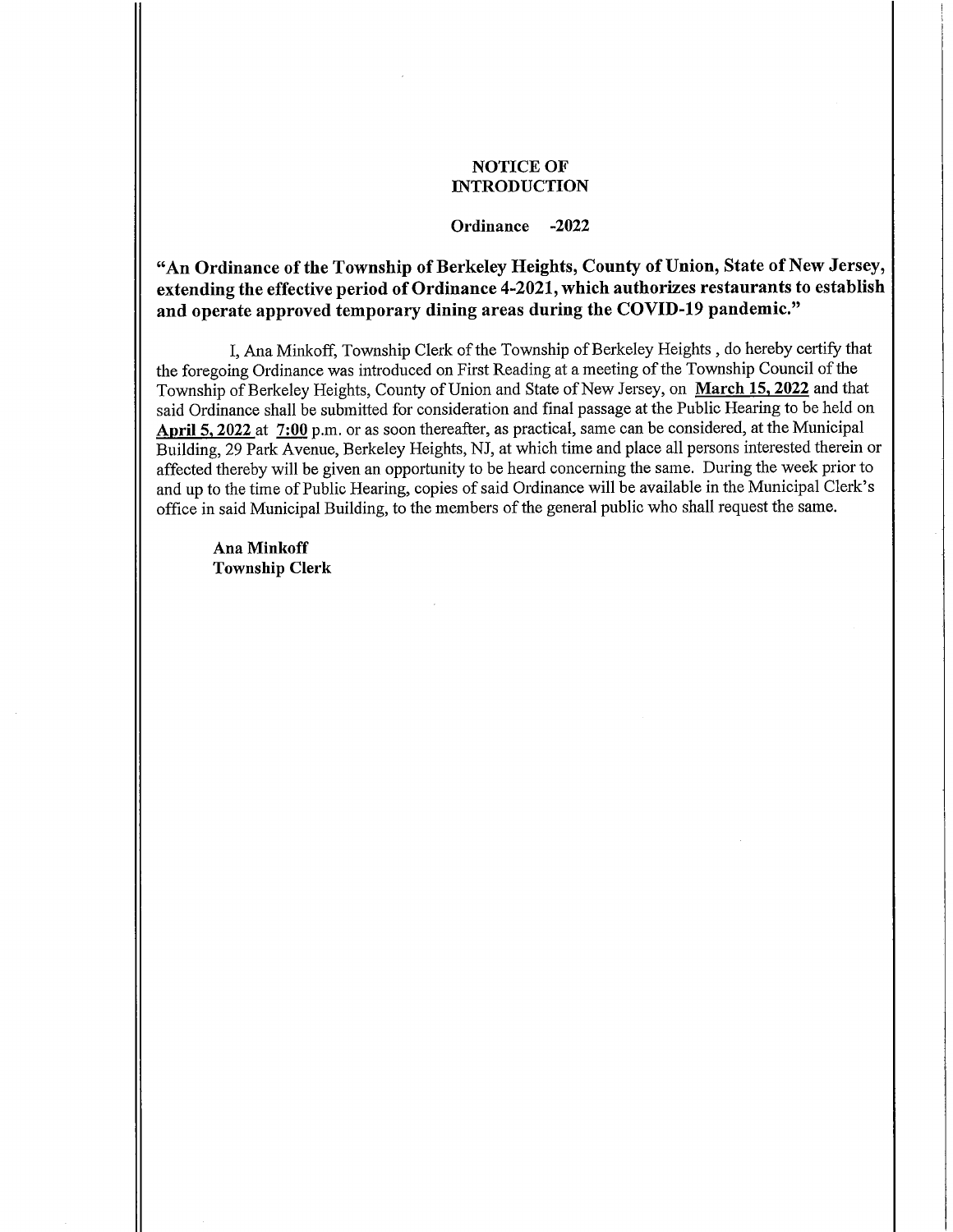**NOTICE OF INTRODUCTION**

**Ordinance -2022**

**"An Ordinance of the Township of Berkeley Heights, County of Union, State of New Jersey, extending the effective period of Ordinance 4-2021, which authorizes restaurants to establish and operate approved temporary dining areas during the COVID-19 pandemic."**

I, Ana Minkoff, Township Clerk of the Township of Berkeley Heights , do hereby certify that the foregoing Ordinance was introduced on First Reading at a meeting of the Township Council of the Township of Berkeley Heights, County of Union and State of New Jersey, on **March 15, 2022** and that said Ordinance shall be submitted for consideration and final passage at the Public Hearing to be held on **April 5, 2022** at **7:00** p.m. or as soon thereafter, as practical, same can be considered, at the Municipal Building, 29 Park Avenue, Berkeley Heights, NJ, at which time and place all persons interested therein or affected thereby will be given an opportunity to be heard concerning the same. During the week prior to and up to the time of Public Hearing, copies of said Ordinance will be available in the Municipal Clerk's office in said Municipal Building, to the members of the general public who shall request the same.

**Ana Minkoff**
**Township Clerk**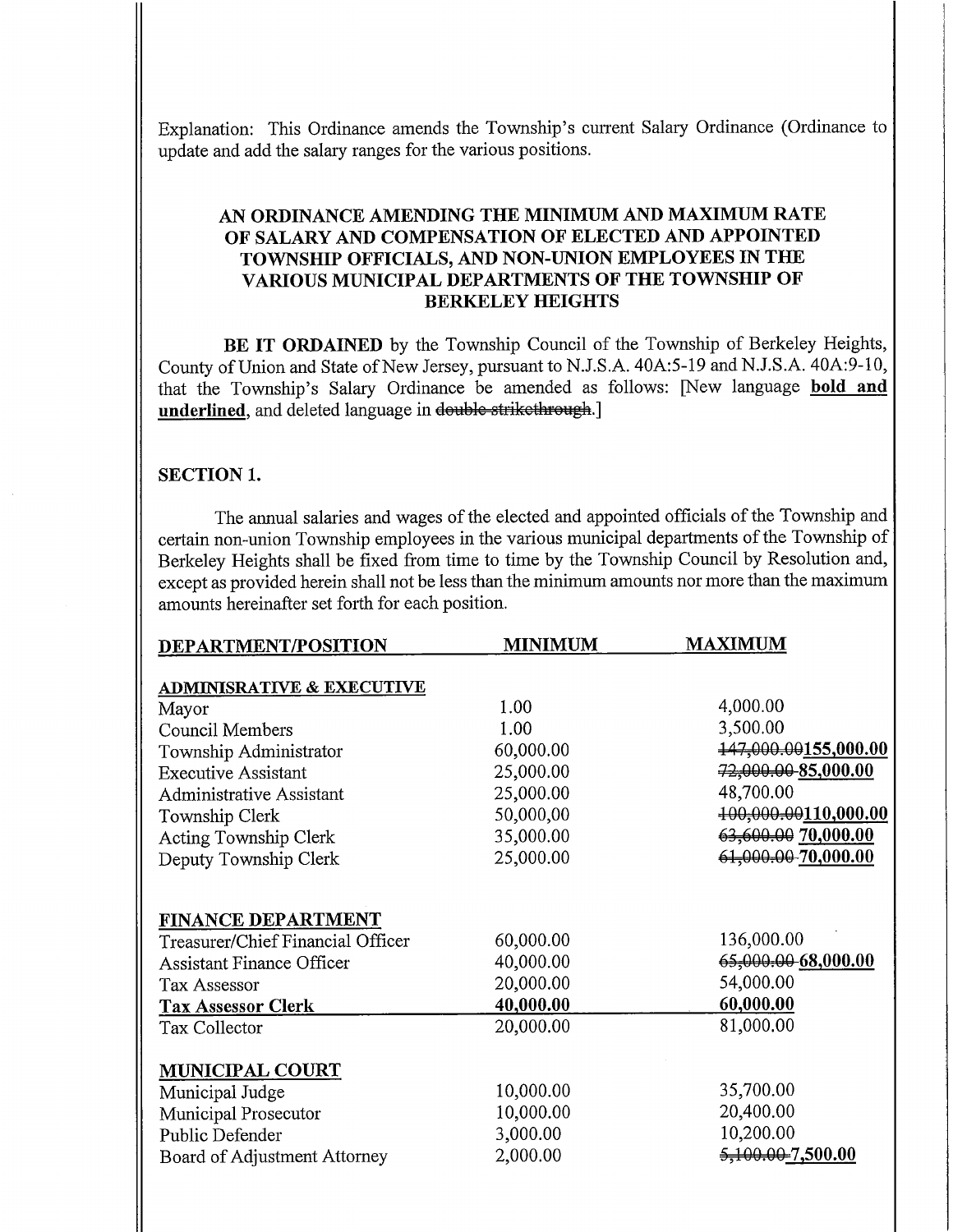Explanation: This Ordinance amends the Township's current Salary Ordinance (Ordinance to update and add the salary ranges for the various positions.

## AN ORDINANCE AMENDING THE MINIMUM AND MAXIMUM RATE OF SALARY AND COMPENSATION OF ELECTED AND APPOINTED TOWNSHIP OFFICIALS, AND NON-UNION EMPLOYEES IN THE VARIOUS MUNICIPAL DEPARTMENTS OF THE TOWNSHIP OF BERKELEY HEIGHTS

**BE IT ORDAINED** by the Township Council of the Township of Berkeley Heights, County of Union and State of New Jersey, pursuant to N.J.S.A. 40A:5-19 and N.J.S.A. 40A:9-10, that the Township's Salary Ordinance be amended as follows: [New language **<u>bold and underlined</u>**, and deleted language in ~~double strikethrough~~.]

### SECTION 1.

The annual salaries and wages of the elected and appointed officials of the Township and certain non-union Township employees in the various municipal departments of the Township of Berkeley Heights shall be fixed from time to time by the Township Council by Resolution and, except as provided herein shall not be less than the minimum amounts nor more than the maximum amounts hereinafter set forth for each position.

| DEPARTMENT/POSITION | MINIMUM | MAXIMUM |
|---|---|---|
| **ADMINISRATIVE & EXECUTIVE** | | |
| Mayor | 1.00 | 4,000.00 |
| Council Members | 1.00 | 3,500.00 |
| Township Administrator | 60,000.00 | ~~147,000.00~~**155,000.00** |
| Executive Assistant | 25,000.00 | ~~72,000.00~~ **85,000.00** |
| Administrative Assistant | 25,000.00 | 48,700.00 |
| Township Clerk | 50,000,00 | ~~100,000.00~~**110,000.00** |
| Acting Township Clerk | 35,000.00 | ~~63,600.00~~ **70,000.00** |
| Deputy Township Clerk | 25,000.00 | ~~61,000.00~~ **70,000.00** |
| **FINANCE DEPARTMENT** | | |
| Treasurer/Chief Financial Officer | 60,000.00 | 136,000.00 |
| Assistant Finance Officer | 40,000.00 | ~~65,000.00~~ **68,000.00** |
| Tax Assessor | 20,000.00 | 54,000.00 |
| **<u>Tax Assessor Clerk</u>** | **<u>40,000.00</u>** | **<u>60,000.00</u>** |
| Tax Collector | 20,000.00 | 81,000.00 |
| **MUNICIPAL COURT** | | |
| Municipal Judge | 10,000.00 | 35,700.00 |
| Municipal Prosecutor | 10,000.00 | 20,400.00 |
| Public Defender | 3,000.00 | 10,200.00 |
| Board of Adjustment Attorney | 2,000.00 | ~~5,100.00~~ **7,500.00** |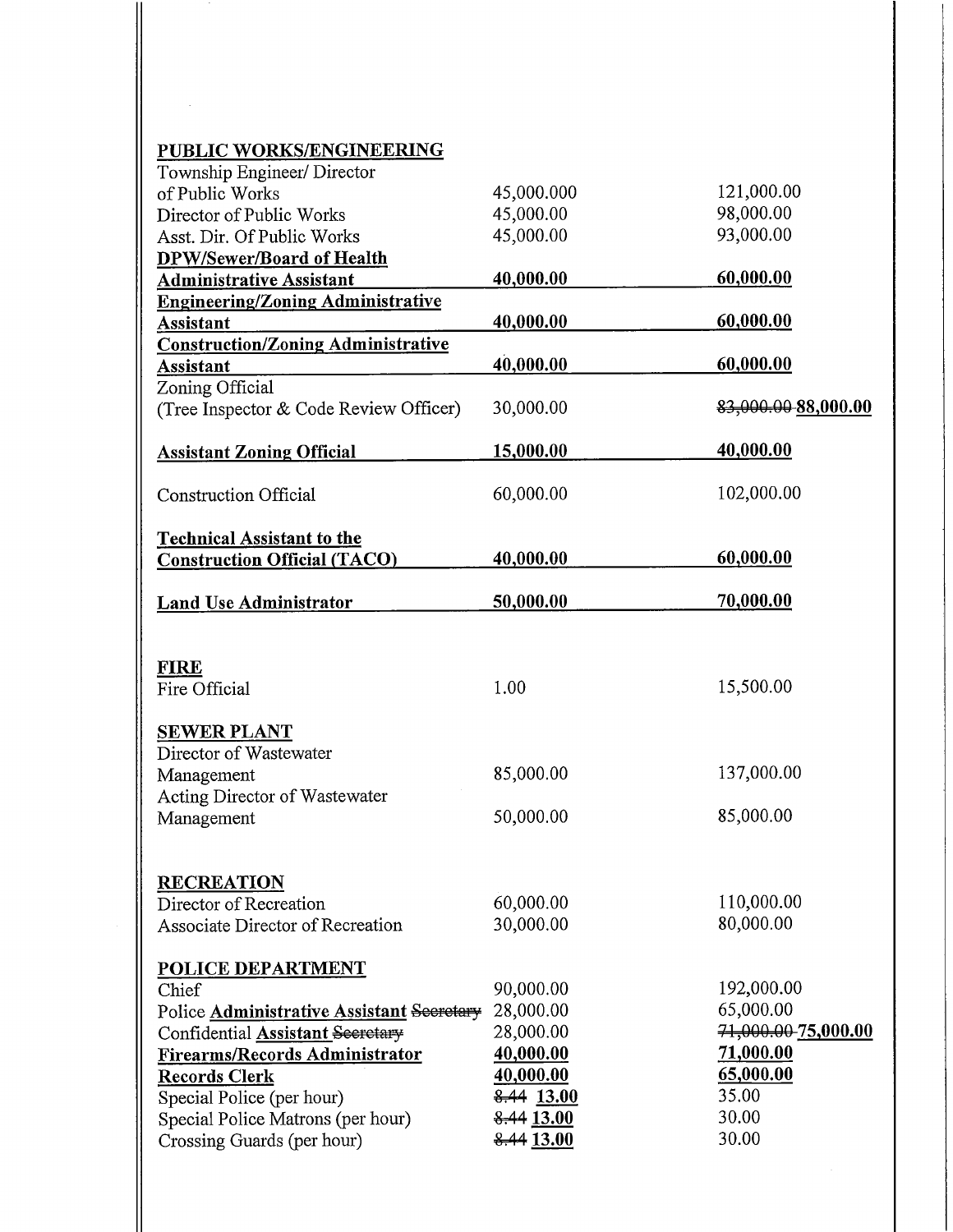| | | |
|---|---|---|
| **PUBLIC WORKS/ENGINEERING** | | |
| Township Engineer/ Director of Public Works | 45,000.000 | 121,000.00 |
| Director of Public Works | 45,000.00 | 98,000.00 |
| Asst. Dir. Of Public Works | 45,000.00 | 93,000.00 |
| **DPW/Sewer/Board of Health Administrative Assistant** | **40,000.00** | **60,000.00** |
| **Engineering/Zoning Administrative Assistant** | **40,000.00** | **60,000.00** |
| **Construction/Zoning Administrative Assistant** | **40,000.00** | **60,000.00** |
| Zoning Official (Tree Inspector & Code Review Officer) | 30,000.00 | ~~83,000.00~~ **88,000.00** |
| **Assistant Zoning Official** | **15,000.00** | **40,000.00** |
| Construction Official | 60,000.00 | 102,000.00 |
| **Technical Assistant to the Construction Official (TACO)** | **40,000.00** | **60,000.00** |
| **Land Use Administrator** | **50,000.00** | **70,000.00** |
| **FIRE** | | |
| Fire Official | 1.00 | 15,500.00 |
| **SEWER PLANT** | | |
| Director of Wastewater Management | 85,000.00 | 137,000.00 |
| Acting Director of Wastewater Management | 50,000.00 | 85,000.00 |
| **RECREATION** | | |
| Director of Recreation | 60,000.00 | 110,000.00 |
| Associate Director of Recreation | 30,000.00 | 80,000.00 |
| **POLICE DEPARTMENT** | | |
| Chief | 90,000.00 | 192,000.00 |
| Police **Administrative Assistant** ~~Secretary~~ | 28,000.00 | 65,000.00 |
| Confidential **Assistant** ~~Secretary~~ | 28,000.00 | ~~71,000.00~~ **75,000.00** |
| **Firearms/Records Administrator** | **40,000.00** | **71,000.00** |
| **Records Clerk** | **40,000.00** | **65,000.00** |
| Special Police (per hour) | ~~8.44~~ **13.00** | 35.00 |
| Special Police Matrons (per hour) | ~~8.44~~ **13.00** | 30.00 |
| Crossing Guards (per hour) | ~~8.44~~ **13.00** | 30.00 |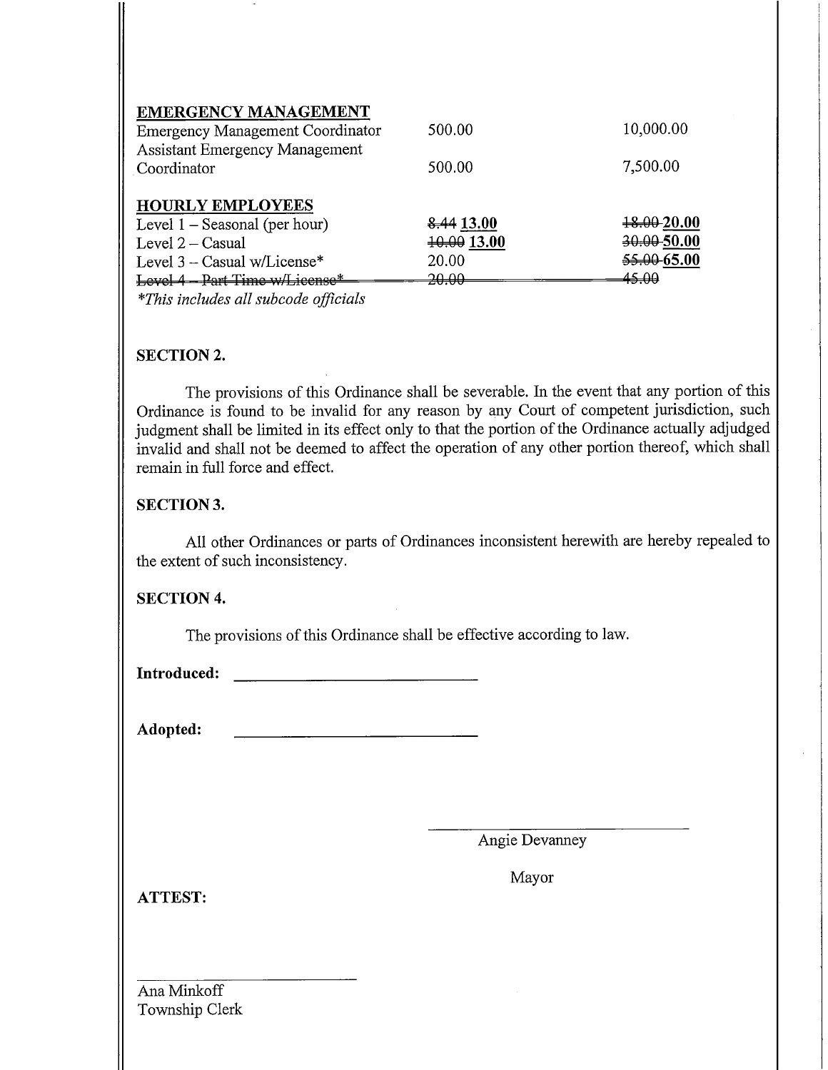| **EMERGENCY MANAGEMENT** | | |
|---|---|---|
| Emergency Management Coordinator | 500.00 | 10,000.00 |
| Assistant Emergency Management Coordinator | 500.00 | 7,500.00 |
| | | |
| **HOURLY EMPLOYEES** | | |
| Level 1 – Seasonal (per hour) | ~~8.44~~ **13.00** | ~~18.00~~ **20.00** |
| Level 2 – Casual | ~~10.00~~ **13.00** | ~~30.00~~ **50.00** |
| Level 3 – Casual w/License* | 20.00 | ~~55.00~~ **65.00** |
| ~~Level 4 – Part Time w/License*~~ | ~~20.00~~ | ~~45.00~~ |

*\*This includes all subcode officials*

**SECTION 2.**

The provisions of this Ordinance shall be severable. In the event that any portion of this Ordinance is found to be invalid for any reason by any Court of competent jurisdiction, such judgment shall be limited in its effect only to that the portion of the Ordinance actually adjudged invalid and shall not be deemed to affect the operation of any other portion thereof, which shall remain in full force and effect.

**SECTION 3.**

All other Ordinances or parts of Ordinances inconsistent herewith are hereby repealed to the extent of such inconsistency.

**SECTION 4.**

The provisions of this Ordinance shall be effective according to law.

**Introduced:** ______________________________

**Adopted:** ______________________________

______________________________
Angie Devanney

Mayor

**ATTEST:**

______________________________
Ana Minkoff
Township Clerk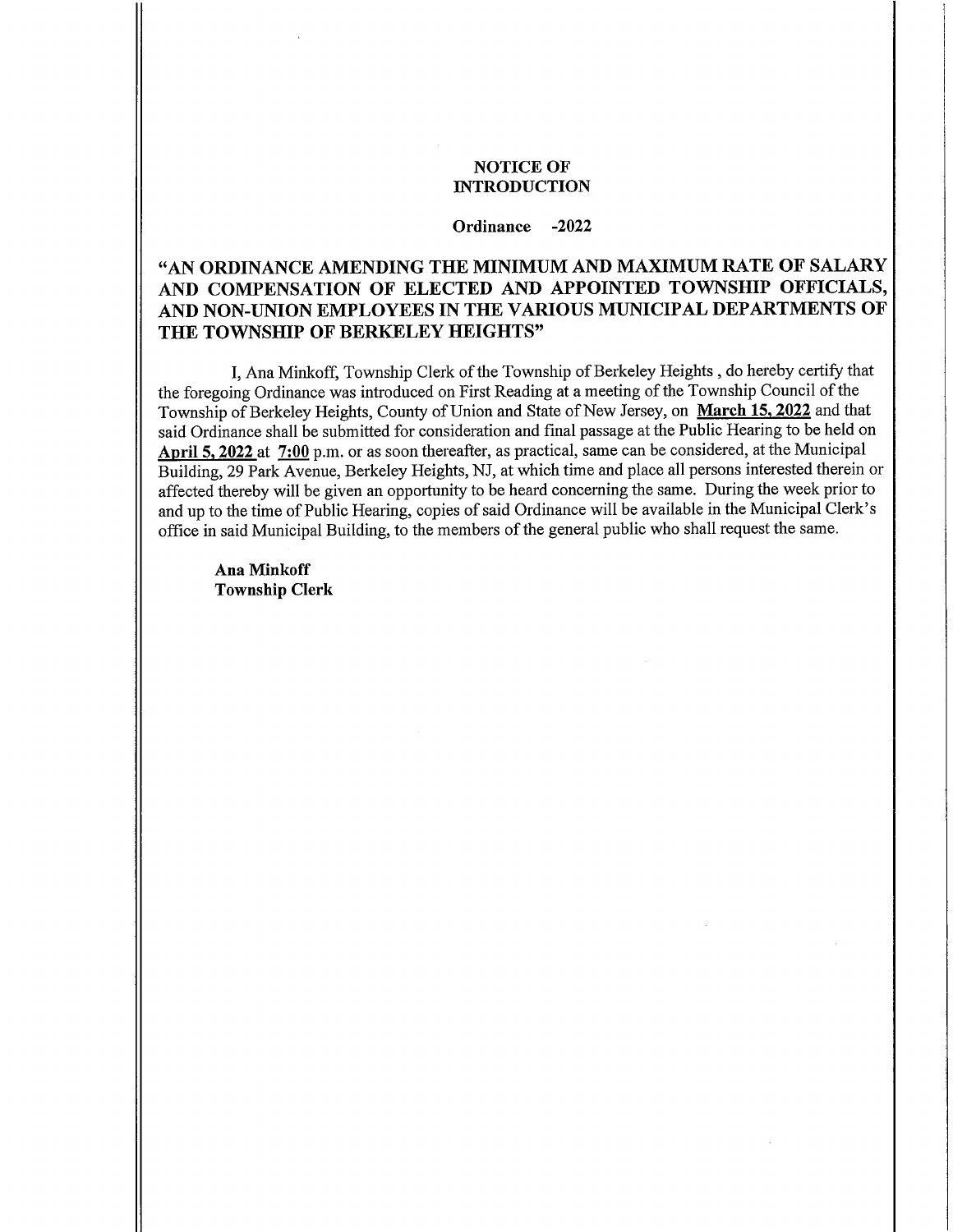**NOTICE OF INTRODUCTION**

**Ordinance -2022**

## "AN ORDINANCE AMENDING THE MINIMUM AND MAXIMUM RATE OF SALARY AND COMPENSATION OF ELECTED AND APPOINTED TOWNSHIP OFFICIALS, AND NON-UNION EMPLOYEES IN THE VARIOUS MUNICIPAL DEPARTMENTS OF THE TOWNSHIP OF BERKELEY HEIGHTS"

I, Ana Minkoff, Township Clerk of the Township of Berkeley Heights , do hereby certify that the foregoing Ordinance was introduced on First Reading at a meeting of the Township Council of the Township of Berkeley Heights, County of Union and State of New Jersey, on **March 15, 2022** and that said Ordinance shall be submitted for consideration and final passage at the Public Hearing to be held on **April 5, 2022** at **7:00** p.m. or as soon thereafter, as practical, same can be considered, at the Municipal Building, 29 Park Avenue, Berkeley Heights, NJ, at which time and place all persons interested therein or affected thereby will be given an opportunity to be heard concerning the same. During the week prior to and up to the time of Public Hearing, copies of said Ordinance will be available in the Municipal Clerk's office in said Municipal Building, to the members of the general public who shall request the same.

**Ana Minkoff**
**Township Clerk**